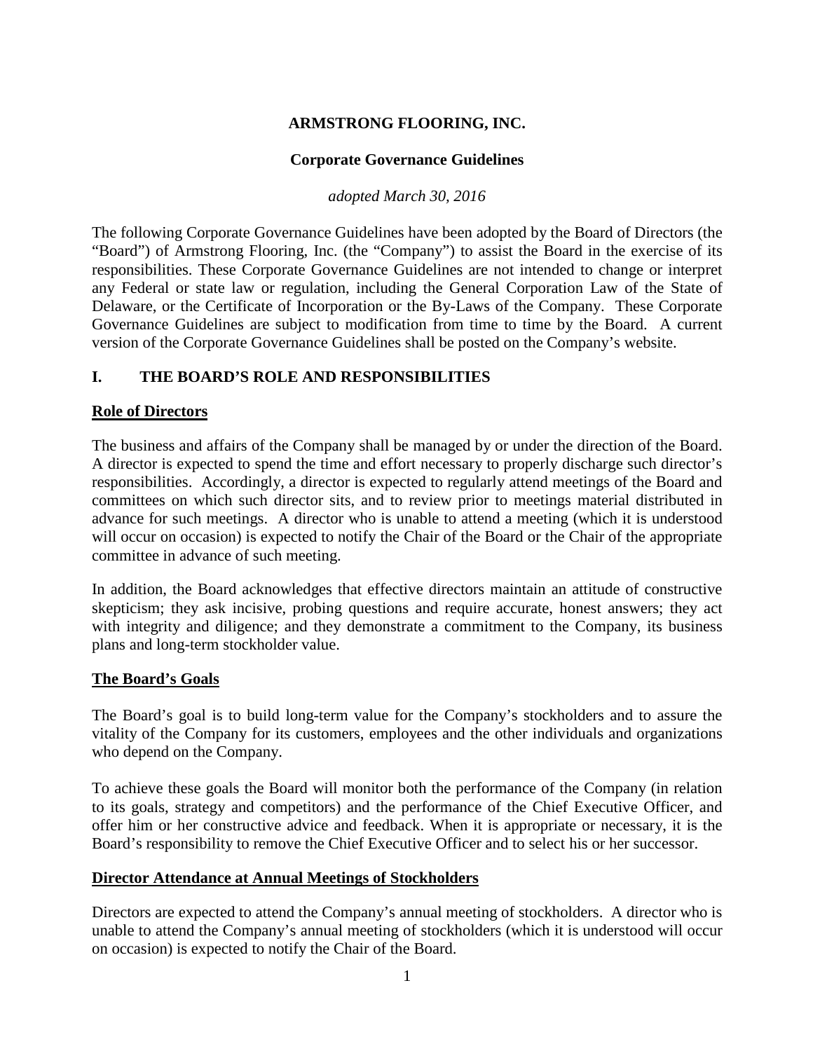# ARMSTRONG FLOORING, INC.

## Corporate Governance Guidelines

*adopted March 30, 2016*

The following Corporate Governance Guidelines have been adopted by the Board of Directors (the "Board") of Armstrong Flooring, Inc. (the "Company") to assist the Board in the exercise of its responsibilities. These Corporate Governance Guidelines are not intended to change or interpret any Federal or state law or regulation, including the General Corporation Law of the State of Delaware, or the Certificate of Incorporation or the By-Laws of the Company. These Corporate Governance Guidelines are subject to modification from time to time by the Board. A current version of the Corporate Governance Guidelines shall be posted on the Company's website.

## I. THE BOARD'S ROLE AND RESPONSIBILITIES

### Role of Directors

The business and affairs of the Company shall be managed by or under the direction of the Board. A director is expected to spend the time and effort necessary to properly discharge such director's responsibilities. Accordingly, a director is expected to regularly attend meetings of the Board and committees on which such director sits, and to review prior to meetings material distributed in advance for such meetings. A director who is unable to attend a meeting (which it is understood will occur on occasion) is expected to notify the Chair of the Board or the Chair of the appropriate committee in advance of such meeting.

In addition, the Board acknowledges that effective directors maintain an attitude of constructive skepticism; they ask incisive, probing questions and require accurate, honest answers; they act with integrity and diligence; and they demonstrate a commitment to the Company, its business plans and long-term stockholder value.

### The Board's Goals

The Board's goal is to build long-term value for the Company's stockholders and to assure the vitality of the Company for its customers, employees and the other individuals and organizations who depend on the Company.

To achieve these goals the Board will monitor both the performance of the Company (in relation to its goals, strategy and competitors) and the performance of the Chief Executive Officer, and offer him or her constructive advice and feedback. When it is appropriate or necessary, it is the Board's responsibility to remove the Chief Executive Officer and to select his or her successor.

### Director Attendance at Annual Meetings of Stockholders

Directors are expected to attend the Company's annual meeting of stockholders. A director who is unable to attend the Company's annual meeting of stockholders (which it is understood will occur on occasion) is expected to notify the Chair of the Board.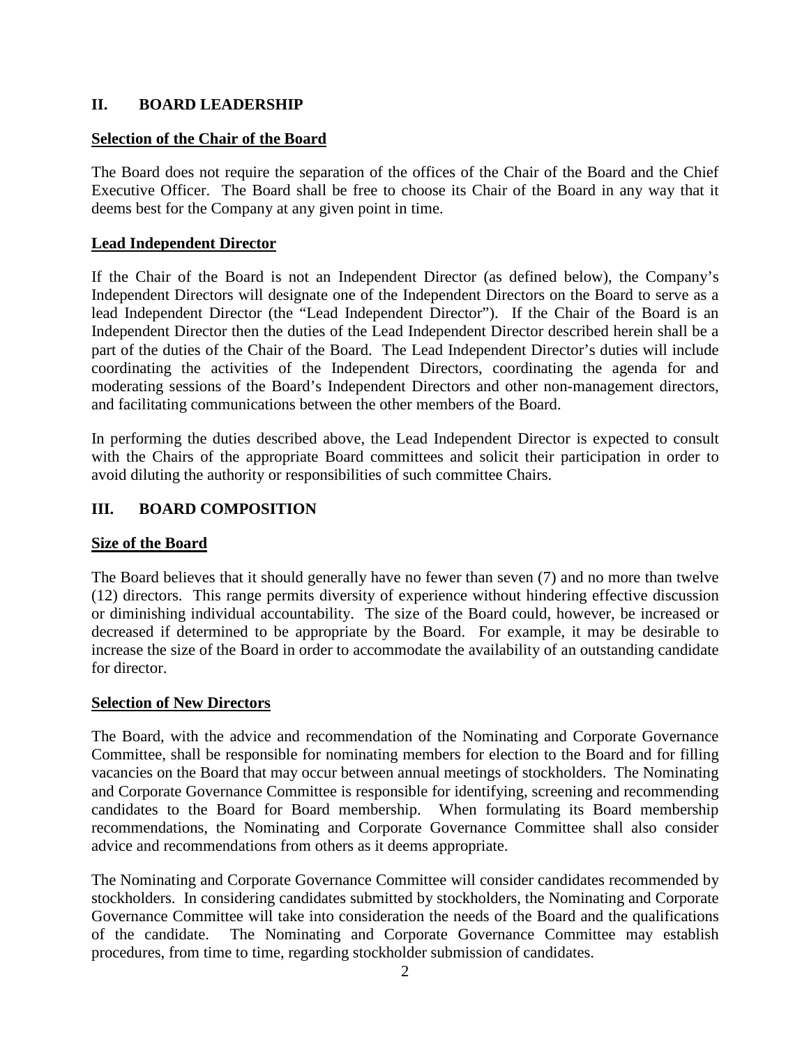## II. BOARD LEADERSHIP

**Selection of the Chair of the Board**

The Board does not require the separation of the offices of the Chair of the Board and the Chief Executive Officer. The Board shall be free to choose its Chair of the Board in any way that it deems best for the Company at any given point in time.

**Lead Independent Director**

If the Chair of the Board is not an Independent Director (as defined below), the Company's Independent Directors will designate one of the Independent Directors on the Board to serve as a lead Independent Director (the "Lead Independent Director"). If the Chair of the Board is an Independent Director then the duties of the Lead Independent Director described herein shall be a part of the duties of the Chair of the Board. The Lead Independent Director's duties will include coordinating the activities of the Independent Directors, coordinating the agenda for and moderating sessions of the Board's Independent Directors and other non-management directors, and facilitating communications between the other members of the Board.

In performing the duties described above, the Lead Independent Director is expected to consult with the Chairs of the appropriate Board committees and solicit their participation in order to avoid diluting the authority or responsibilities of such committee Chairs.

## III. BOARD COMPOSITION

**Size of the Board**

The Board believes that it should generally have no fewer than seven (7) and no more than twelve (12) directors. This range permits diversity of experience without hindering effective discussion or diminishing individual accountability. The size of the Board could, however, be increased or decreased if determined to be appropriate by the Board. For example, it may be desirable to increase the size of the Board in order to accommodate the availability of an outstanding candidate for director.

**Selection of New Directors**

The Board, with the advice and recommendation of the Nominating and Corporate Governance Committee, shall be responsible for nominating members for election to the Board and for filling vacancies on the Board that may occur between annual meetings of stockholders. The Nominating and Corporate Governance Committee is responsible for identifying, screening and recommending candidates to the Board for Board membership. When formulating its Board membership recommendations, the Nominating and Corporate Governance Committee shall also consider advice and recommendations from others as it deems appropriate.

The Nominating and Corporate Governance Committee will consider candidates recommended by stockholders. In considering candidates submitted by stockholders, the Nominating and Corporate Governance Committee will take into consideration the needs of the Board and the qualifications of the candidate. The Nominating and Corporate Governance Committee may establish procedures, from time to time, regarding stockholder submission of candidates.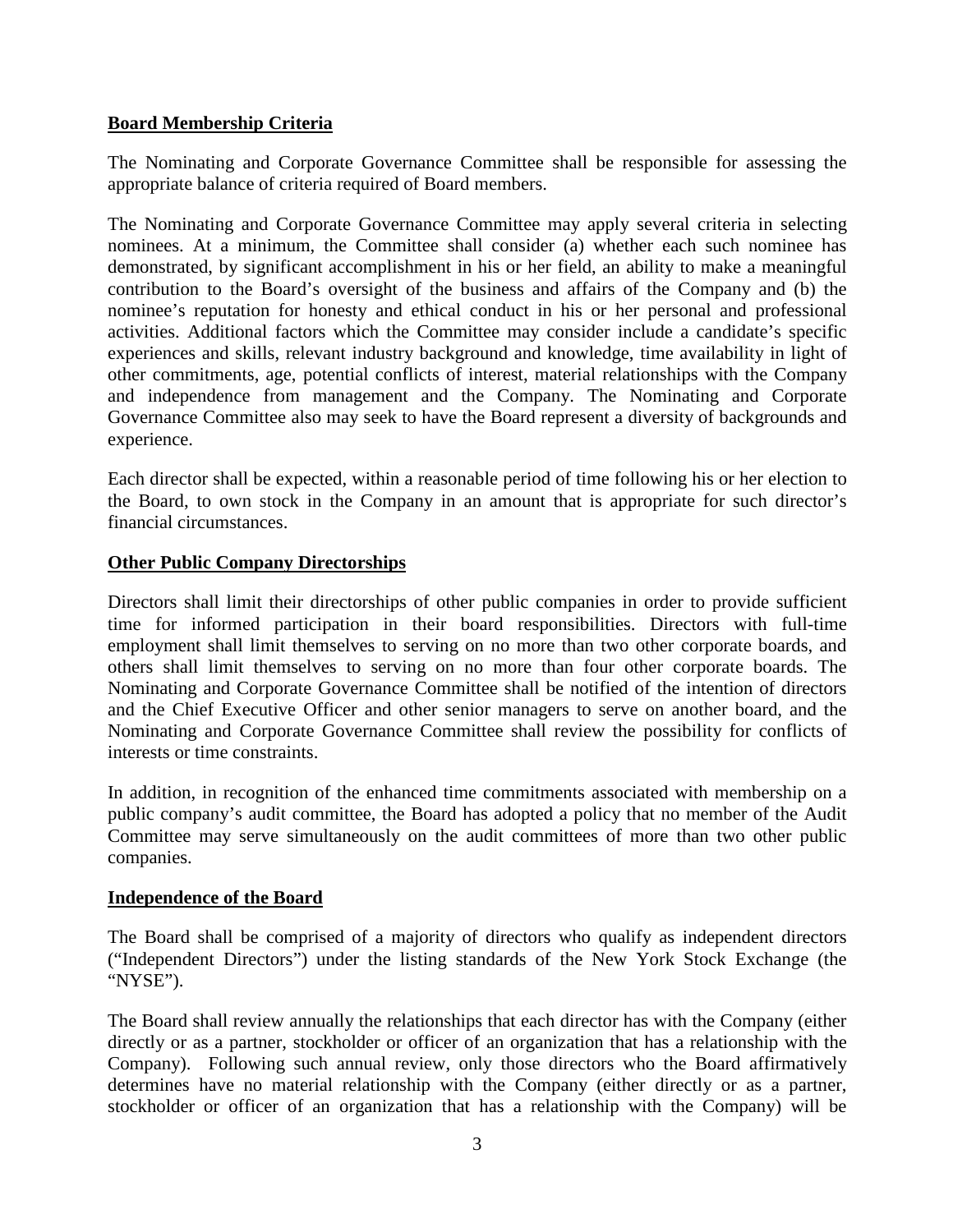**Board Membership Criteria**

The Nominating and Corporate Governance Committee shall be responsible for assessing the appropriate balance of criteria required of Board members.

The Nominating and Corporate Governance Committee may apply several criteria in selecting nominees. At a minimum, the Committee shall consider (a) whether each such nominee has demonstrated, by significant accomplishment in his or her field, an ability to make a meaningful contribution to the Board's oversight of the business and affairs of the Company and (b) the nominee's reputation for honesty and ethical conduct in his or her personal and professional activities. Additional factors which the Committee may consider include a candidate's specific experiences and skills, relevant industry background and knowledge, time availability in light of other commitments, age, potential conflicts of interest, material relationships with the Company and independence from management and the Company. The Nominating and Corporate Governance Committee also may seek to have the Board represent a diversity of backgrounds and experience.

Each director shall be expected, within a reasonable period of time following his or her election to the Board, to own stock in the Company in an amount that is appropriate for such director's financial circumstances.

**Other Public Company Directorships**

Directors shall limit their directorships of other public companies in order to provide sufficient time for informed participation in their board responsibilities. Directors with full-time employment shall limit themselves to serving on no more than two other corporate boards, and others shall limit themselves to serving on no more than four other corporate boards. The Nominating and Corporate Governance Committee shall be notified of the intention of directors and the Chief Executive Officer and other senior managers to serve on another board, and the Nominating and Corporate Governance Committee shall review the possibility for conflicts of interests or time constraints.

In addition, in recognition of the enhanced time commitments associated with membership on a public company's audit committee, the Board has adopted a policy that no member of the Audit Committee may serve simultaneously on the audit committees of more than two other public companies.

**Independence of the Board**

The Board shall be comprised of a majority of directors who qualify as independent directors ("Independent Directors") under the listing standards of the New York Stock Exchange (the "NYSE").

The Board shall review annually the relationships that each director has with the Company (either directly or as a partner, stockholder or officer of an organization that has a relationship with the Company). Following such annual review, only those directors who the Board affirmatively determines have no material relationship with the Company (either directly or as a partner, stockholder or officer of an organization that has a relationship with the Company) will be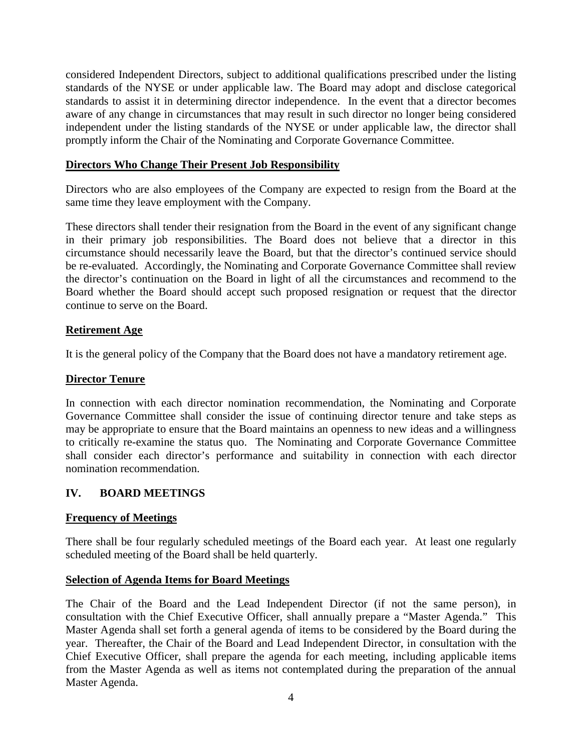considered Independent Directors, subject to additional qualifications prescribed under the listing standards of the NYSE or under applicable law. The Board may adopt and disclose categorical standards to assist it in determining director independence. In the event that a director becomes aware of any change in circumstances that may result in such director no longer being considered independent under the listing standards of the NYSE or under applicable law, the director shall promptly inform the Chair of the Nominating and Corporate Governance Committee.

**Directors Who Change Their Present Job Responsibility**

Directors who are also employees of the Company are expected to resign from the Board at the same time they leave employment with the Company.

These directors shall tender their resignation from the Board in the event of any significant change in their primary job responsibilities. The Board does not believe that a director in this circumstance should necessarily leave the Board, but that the director's continued service should be re-evaluated. Accordingly, the Nominating and Corporate Governance Committee shall review the director's continuation on the Board in light of all the circumstances and recommend to the Board whether the Board should accept such proposed resignation or request that the director continue to serve on the Board.

**Retirement Age**

It is the general policy of the Company that the Board does not have a mandatory retirement age.

**Director Tenure**

In connection with each director nomination recommendation, the Nominating and Corporate Governance Committee shall consider the issue of continuing director tenure and take steps as may be appropriate to ensure that the Board maintains an openness to new ideas and a willingness to critically re-examine the status quo. The Nominating and Corporate Governance Committee shall consider each director's performance and suitability in connection with each director nomination recommendation.

## IV. BOARD MEETINGS

**Frequency of Meetings**

There shall be four regularly scheduled meetings of the Board each year. At least one regularly scheduled meeting of the Board shall be held quarterly.

**Selection of Agenda Items for Board Meetings**

The Chair of the Board and the Lead Independent Director (if not the same person), in consultation with the Chief Executive Officer, shall annually prepare a "Master Agenda." This Master Agenda shall set forth a general agenda of items to be considered by the Board during the year. Thereafter, the Chair of the Board and Lead Independent Director, in consultation with the Chief Executive Officer, shall prepare the agenda for each meeting, including applicable items from the Master Agenda as well as items not contemplated during the preparation of the annual Master Agenda.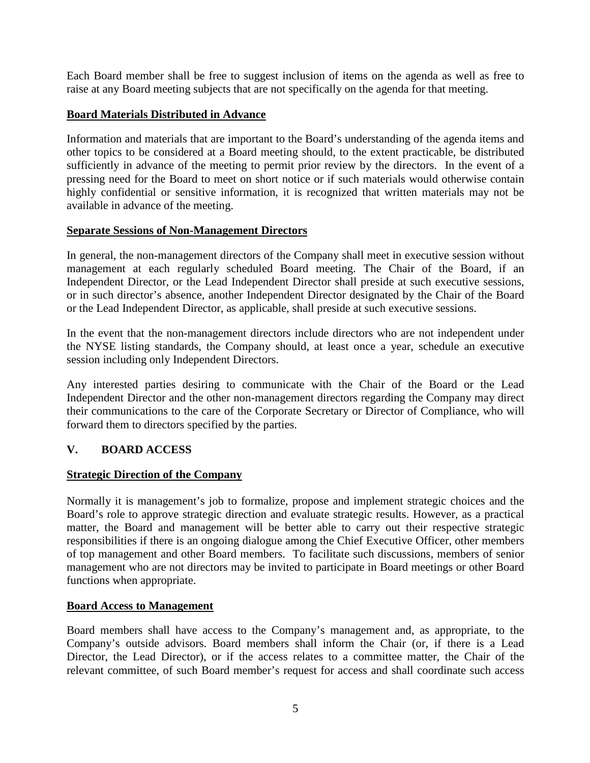Each Board member shall be free to suggest inclusion of items on the agenda as well as free to raise at any Board meeting subjects that are not specifically on the agenda for that meeting.

**Board Materials Distributed in Advance**

Information and materials that are important to the Board's understanding of the agenda items and other topics to be considered at a Board meeting should, to the extent practicable, be distributed sufficiently in advance of the meeting to permit prior review by the directors. In the event of a pressing need for the Board to meet on short notice or if such materials would otherwise contain highly confidential or sensitive information, it is recognized that written materials may not be available in advance of the meeting.

**Separate Sessions of Non-Management Directors**

In general, the non-management directors of the Company shall meet in executive session without management at each regularly scheduled Board meeting. The Chair of the Board, if an Independent Director, or the Lead Independent Director shall preside at such executive sessions, or in such director's absence, another Independent Director designated by the Chair of the Board or the Lead Independent Director, as applicable, shall preside at such executive sessions.

In the event that the non-management directors include directors who are not independent under the NYSE listing standards, the Company should, at least once a year, schedule an executive session including only Independent Directors.

Any interested parties desiring to communicate with the Chair of the Board or the Lead Independent Director and the other non-management directors regarding the Company may direct their communications to the care of the Corporate Secretary or Director of Compliance, who will forward them to directors specified by the parties.

## V. BOARD ACCESS

**Strategic Direction of the Company**

Normally it is management's job to formalize, propose and implement strategic choices and the Board's role to approve strategic direction and evaluate strategic results. However, as a practical matter, the Board and management will be better able to carry out their respective strategic responsibilities if there is an ongoing dialogue among the Chief Executive Officer, other members of top management and other Board members. To facilitate such discussions, members of senior management who are not directors may be invited to participate in Board meetings or other Board functions when appropriate.

**Board Access to Management**

Board members shall have access to the Company's management and, as appropriate, to the Company's outside advisors. Board members shall inform the Chair (or, if there is a Lead Director, the Lead Director), or if the access relates to a committee matter, the Chair of the relevant committee, of such Board member's request for access and shall coordinate such access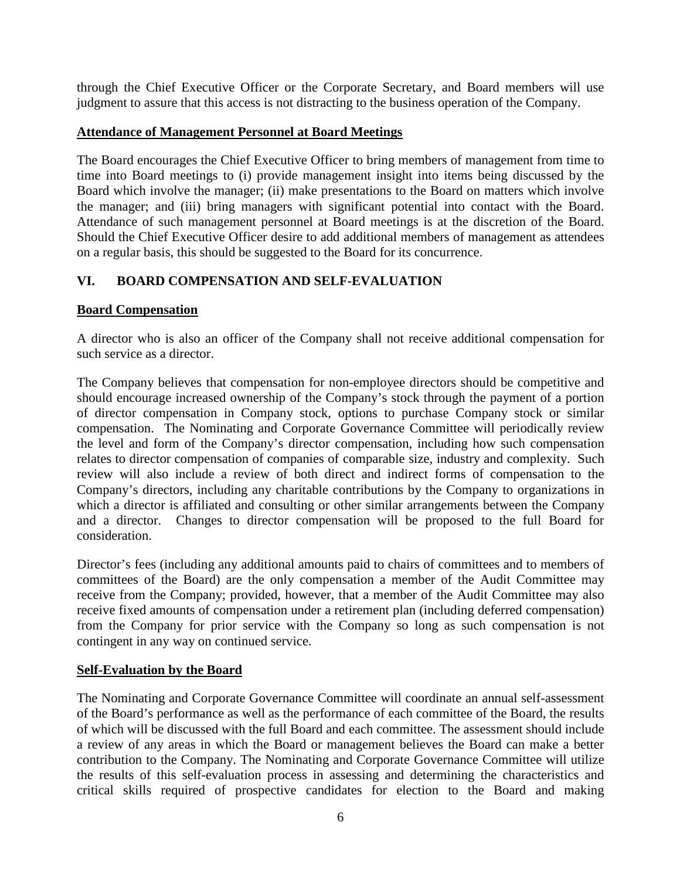through the Chief Executive Officer or the Corporate Secretary, and Board members will use judgment to assure that this access is not distracting to the business operation of the Company.

**Attendance of Management Personnel at Board Meetings**

The Board encourages the Chief Executive Officer to bring members of management from time to time into Board meetings to (i) provide management insight into items being discussed by the Board which involve the manager; (ii) make presentations to the Board on matters which involve the manager; and (iii) bring managers with significant potential into contact with the Board. Attendance of such management personnel at Board meetings is at the discretion of the Board. Should the Chief Executive Officer desire to add additional members of management as attendees on a regular basis, this should be suggested to the Board for its concurrence.

## VI. BOARD COMPENSATION AND SELF-EVALUATION

**Board Compensation**

A director who is also an officer of the Company shall not receive additional compensation for such service as a director.

The Company believes that compensation for non-employee directors should be competitive and should encourage increased ownership of the Company's stock through the payment of a portion of director compensation in Company stock, options to purchase Company stock or similar compensation. The Nominating and Corporate Governance Committee will periodically review the level and form of the Company's director compensation, including how such compensation relates to director compensation of companies of comparable size, industry and complexity. Such review will also include a review of both direct and indirect forms of compensation to the Company's directors, including any charitable contributions by the Company to organizations in which a director is affiliated and consulting or other similar arrangements between the Company and a director. Changes to director compensation will be proposed to the full Board for consideration.

Director's fees (including any additional amounts paid to chairs of committees and to members of committees of the Board) are the only compensation a member of the Audit Committee may receive from the Company; provided, however, that a member of the Audit Committee may also receive fixed amounts of compensation under a retirement plan (including deferred compensation) from the Company for prior service with the Company so long as such compensation is not contingent in any way on continued service.

**Self-Evaluation by the Board**

The Nominating and Corporate Governance Committee will coordinate an annual self-assessment of the Board's performance as well as the performance of each committee of the Board, the results of which will be discussed with the full Board and each committee. The assessment should include a review of any areas in which the Board or management believes the Board can make a better contribution to the Company. The Nominating and Corporate Governance Committee will utilize the results of this self-evaluation process in assessing and determining the characteristics and critical skills required of prospective candidates for election to the Board and making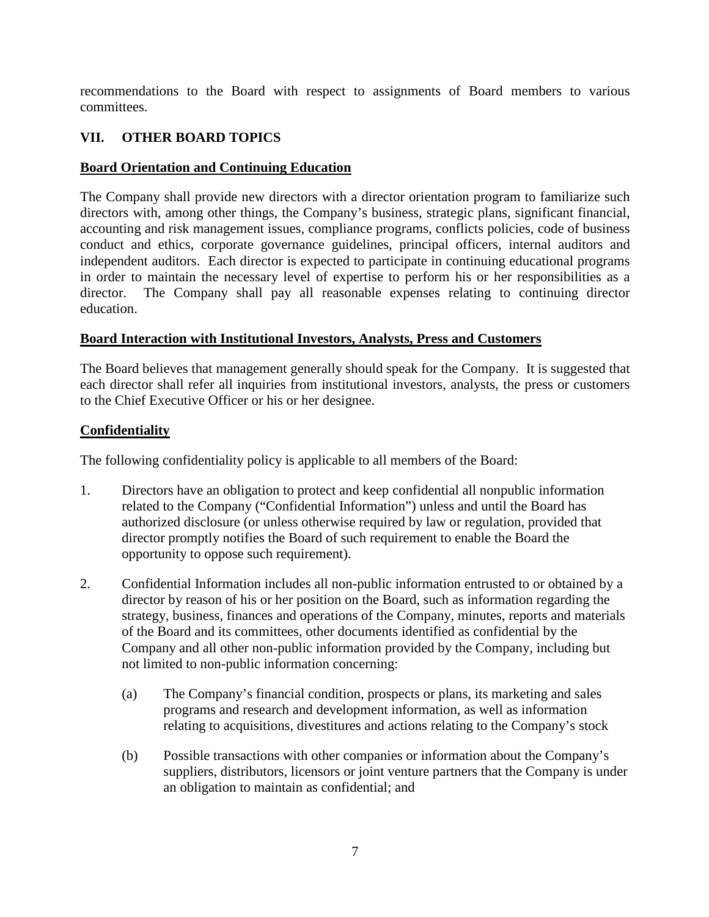recommendations to the Board with respect to assignments of Board members to various committees.

## VII. OTHER BOARD TOPICS

**Board Orientation and Continuing Education**

The Company shall provide new directors with a director orientation program to familiarize such directors with, among other things, the Company's business, strategic plans, significant financial, accounting and risk management issues, compliance programs, conflicts policies, code of business conduct and ethics, corporate governance guidelines, principal officers, internal auditors and independent auditors. Each director is expected to participate in continuing educational programs in order to maintain the necessary level of expertise to perform his or her responsibilities as a director. The Company shall pay all reasonable expenses relating to continuing director education.

**Board Interaction with Institutional Investors, Analysts, Press and Customers**

The Board believes that management generally should speak for the Company. It is suggested that each director shall refer all inquiries from institutional investors, analysts, the press or customers to the Chief Executive Officer or his or her designee.

**Confidentiality**

The following confidentiality policy is applicable to all members of the Board:

1. Directors have an obligation to protect and keep confidential all nonpublic information related to the Company ("Confidential Information") unless and until the Board has authorized disclosure (or unless otherwise required by law or regulation, provided that director promptly notifies the Board of such requirement to enable the Board the opportunity to oppose such requirement).

2. Confidential Information includes all non-public information entrusted to or obtained by a director by reason of his or her position on the Board, such as information regarding the strategy, business, finances and operations of the Company, minutes, reports and materials of the Board and its committees, other documents identified as confidential by the Company and all other non-public information provided by the Company, including but not limited to non-public information concerning:

    (a) The Company's financial condition, prospects or plans, its marketing and sales programs and research and development information, as well as information relating to acquisitions, divestitures and actions relating to the Company's stock

    (b) Possible transactions with other companies or information about the Company's suppliers, distributors, licensors or joint venture partners that the Company is under an obligation to maintain as confidential; and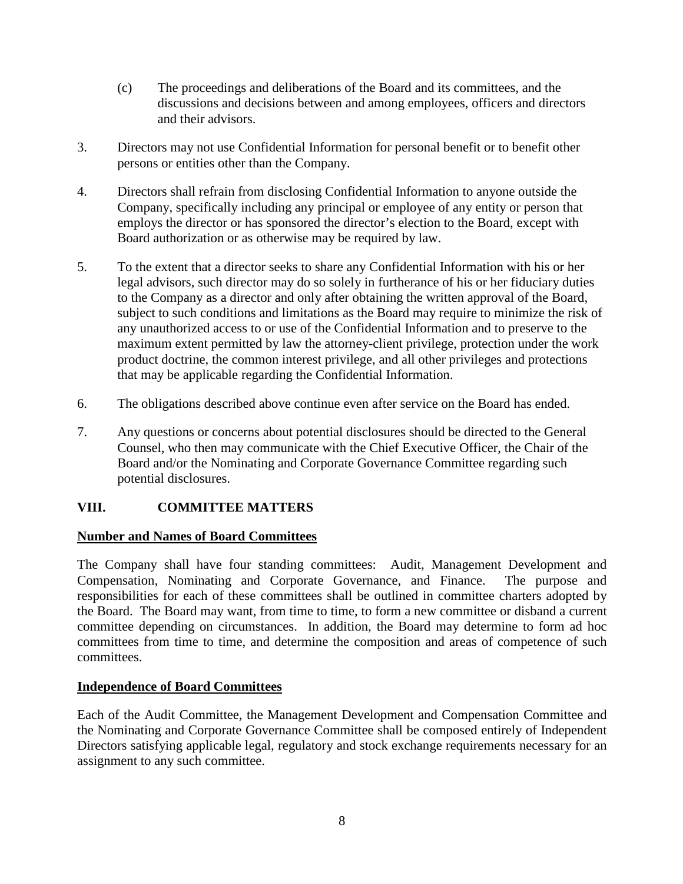(c) The proceedings and deliberations of the Board and its committees, and the discussions and decisions between and among employees, officers and directors and their advisors.

3. Directors may not use Confidential Information for personal benefit or to benefit other persons or entities other than the Company.

4. Directors shall refrain from disclosing Confidential Information to anyone outside the Company, specifically including any principal or employee of any entity or person that employs the director or has sponsored the director's election to the Board, except with Board authorization or as otherwise may be required by law.

5. To the extent that a director seeks to share any Confidential Information with his or her legal advisors, such director may do so solely in furtherance of his or her fiduciary duties to the Company as a director and only after obtaining the written approval of the Board, subject to such conditions and limitations as the Board may require to minimize the risk of any unauthorized access to or use of the Confidential Information and to preserve to the maximum extent permitted by law the attorney-client privilege, protection under the work product doctrine, the common interest privilege, and all other privileges and protections that may be applicable regarding the Confidential Information.

6. The obligations described above continue even after service on the Board has ended.

7. Any questions or concerns about potential disclosures should be directed to the General Counsel, who then may communicate with the Chief Executive Officer, the Chair of the Board and/or the Nominating and Corporate Governance Committee regarding such potential disclosures.

## VIII. COMMITTEE MATTERS

**Number and Names of Board Committees**

The Company shall have four standing committees: Audit, Management Development and Compensation, Nominating and Corporate Governance, and Finance. The purpose and responsibilities for each of these committees shall be outlined in committee charters adopted by the Board. The Board may want, from time to time, to form a new committee or disband a current committee depending on circumstances. In addition, the Board may determine to form ad hoc committees from time to time, and determine the composition and areas of competence of such committees.

**Independence of Board Committees**

Each of the Audit Committee, the Management Development and Compensation Committee and the Nominating and Corporate Governance Committee shall be composed entirely of Independent Directors satisfying applicable legal, regulatory and stock exchange requirements necessary for an assignment to any such committee.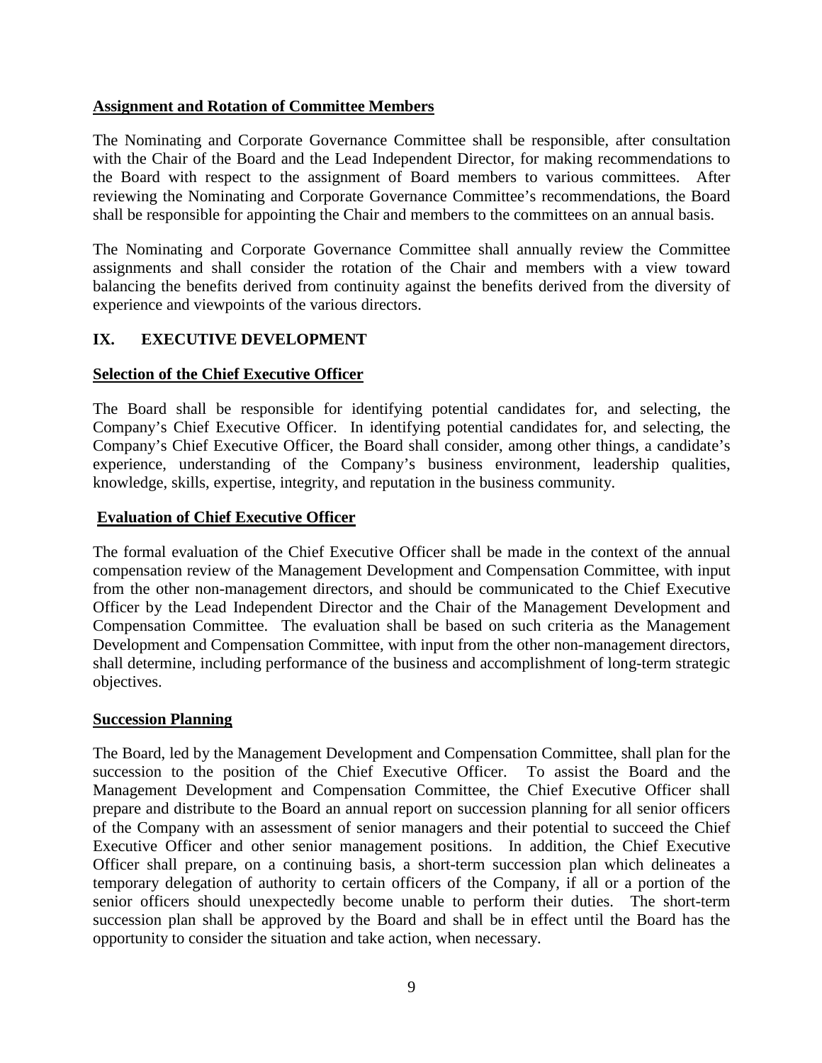**Assignment and Rotation of Committee Members**

The Nominating and Corporate Governance Committee shall be responsible, after consultation with the Chair of the Board and the Lead Independent Director, for making recommendations to the Board with respect to the assignment of Board members to various committees. After reviewing the Nominating and Corporate Governance Committee's recommendations, the Board shall be responsible for appointing the Chair and members to the committees on an annual basis.

The Nominating and Corporate Governance Committee shall annually review the Committee assignments and shall consider the rotation of the Chair and members with a view toward balancing the benefits derived from continuity against the benefits derived from the diversity of experience and viewpoints of the various directors.

## IX. EXECUTIVE DEVELOPMENT

**Selection of the Chief Executive Officer**

The Board shall be responsible for identifying potential candidates for, and selecting, the Company's Chief Executive Officer. In identifying potential candidates for, and selecting, the Company's Chief Executive Officer, the Board shall consider, among other things, a candidate's experience, understanding of the Company's business environment, leadership qualities, knowledge, skills, expertise, integrity, and reputation in the business community.

**Evaluation of Chief Executive Officer**

The formal evaluation of the Chief Executive Officer shall be made in the context of the annual compensation review of the Management Development and Compensation Committee, with input from the other non-management directors, and should be communicated to the Chief Executive Officer by the Lead Independent Director and the Chair of the Management Development and Compensation Committee. The evaluation shall be based on such criteria as the Management Development and Compensation Committee, with input from the other non-management directors, shall determine, including performance of the business and accomplishment of long-term strategic objectives.

**Succession Planning**

The Board, led by the Management Development and Compensation Committee, shall plan for the succession to the position of the Chief Executive Officer. To assist the Board and the Management Development and Compensation Committee, the Chief Executive Officer shall prepare and distribute to the Board an annual report on succession planning for all senior officers of the Company with an assessment of senior managers and their potential to succeed the Chief Executive Officer and other senior management positions. In addition, the Chief Executive Officer shall prepare, on a continuing basis, a short-term succession plan which delineates a temporary delegation of authority to certain officers of the Company, if all or a portion of the senior officers should unexpectedly become unable to perform their duties. The short-term succession plan shall be approved by the Board and shall be in effect until the Board has the opportunity to consider the situation and take action, when necessary.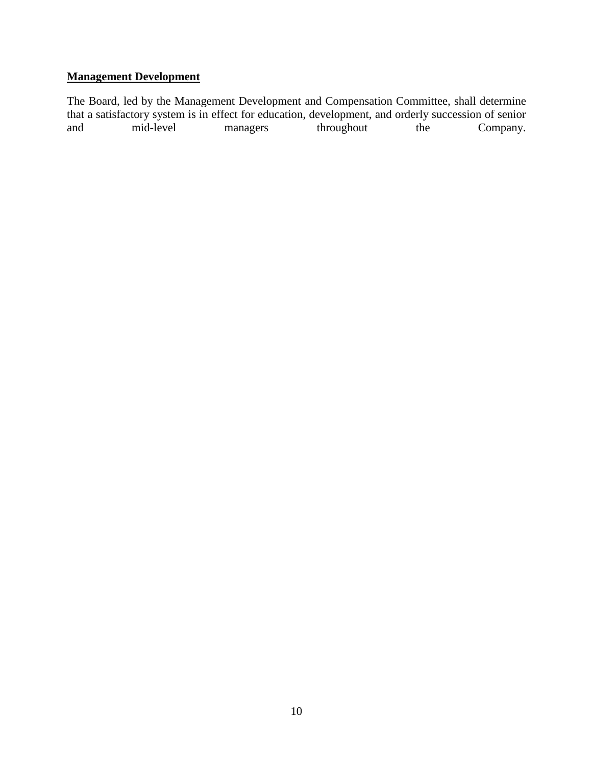**Management Development**

The Board, led by the Management Development and Compensation Committee, shall determine that a satisfactory system is in effect for education, development, and orderly succession of senior and mid-level managers throughout the Company.